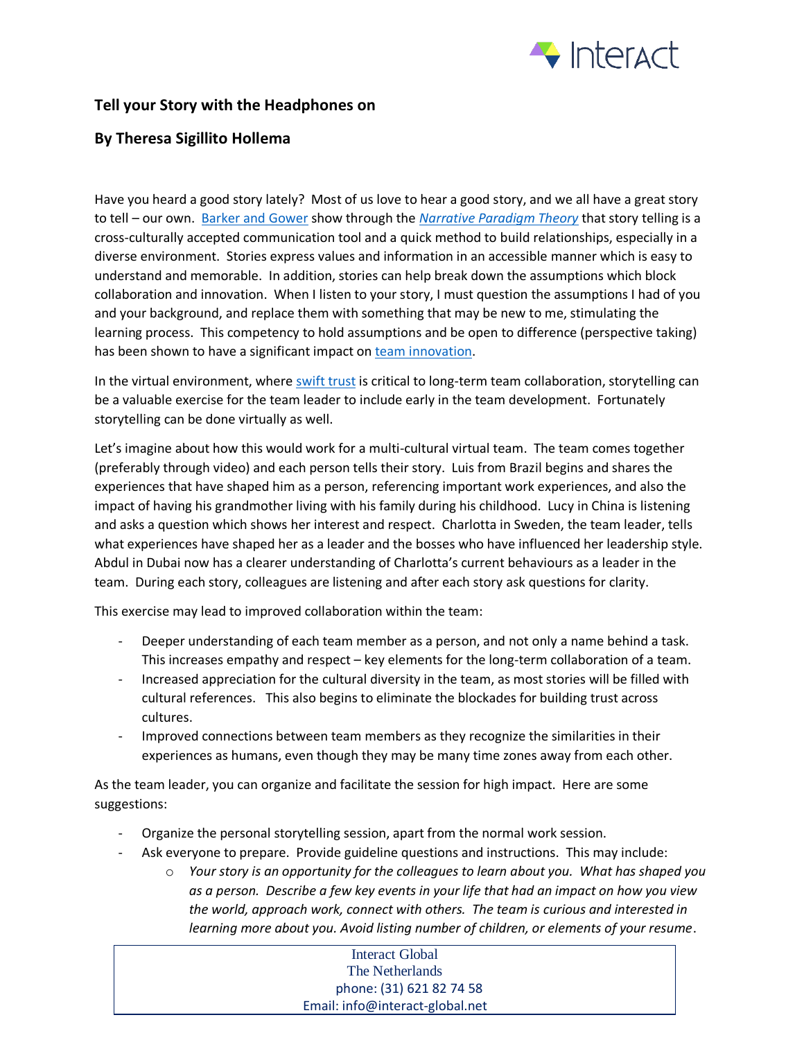## Tell your Story with the Headphones on

## By Theresa Sigillito Hollema

Have you heard a good story lately? Most of us love to hear a good story, and we all have a great story to tell – our own. Barker and Gower show through the *Narrative Paradigm Theory* that story telling is a cross-culturally accepted communication tool and a quick method to build relationships, especially in a diverse environment. Stories express values and information in an accessible manner which is easy to understand and memorable. In addition, stories can help break down the assumptions which block collaboration and innovation. When I listen to your story, I must question the assumptions I had of you and your background, and replace them with something that may be new to me, stimulating the learning process. This competency to hold assumptions and be open to difference (perspective taking) has been shown to have a significant impact on team innovation.

In the virtual environment, where swift trust is critical to long-term team collaboration, storytelling can be a valuable exercise for the team leader to include early in the team development. Fortunately storytelling can be done virtually as well.

Let's imagine about how this would work for a multi-cultural virtual team. The team comes together (preferably through video) and each person tells their story. Luis from Brazil begins and shares the experiences that have shaped him as a person, referencing important work experiences, and also the impact of having his grandmother living with his family during his childhood. Lucy in China is listening and asks a question which shows her interest and respect. Charlotta in Sweden, the team leader, tells what experiences have shaped her as a leader and the bosses who have influenced her leadership style. Abdul in Dubai now has a clearer understanding of Charlotta's current behaviours as a leader in the team. During each story, colleagues are listening and after each story ask questions for clarity.

This exercise may lead to improved collaboration within the team:

- Deeper understanding of each team member as a person, and not only a name behind a task. This increases empathy and respect – key elements for the long-term collaboration of a team.
- Increased appreciation for the cultural diversity in the team, as most stories will be filled with cultural references. This also begins to eliminate the blockades for building trust across cultures.
- Improved connections between team members as they recognize the similarities in their experiences as humans, even though they may be many time zones away from each other.

As the team leader, you can organize and facilitate the session for high impact. Here are some suggestions:

- Organize the personal storytelling session, apart from the normal work session.
- Ask everyone to prepare. Provide guideline questions and instructions. This may include:
  - *Your story is an opportunity for the colleagues to learn about you. What has shaped you as a person. Describe a few key events in your life that had an impact on how you view the world, approach work, connect with others. The team is curious and interested in learning more about you. Avoid listing number of children, or elements of your resume*.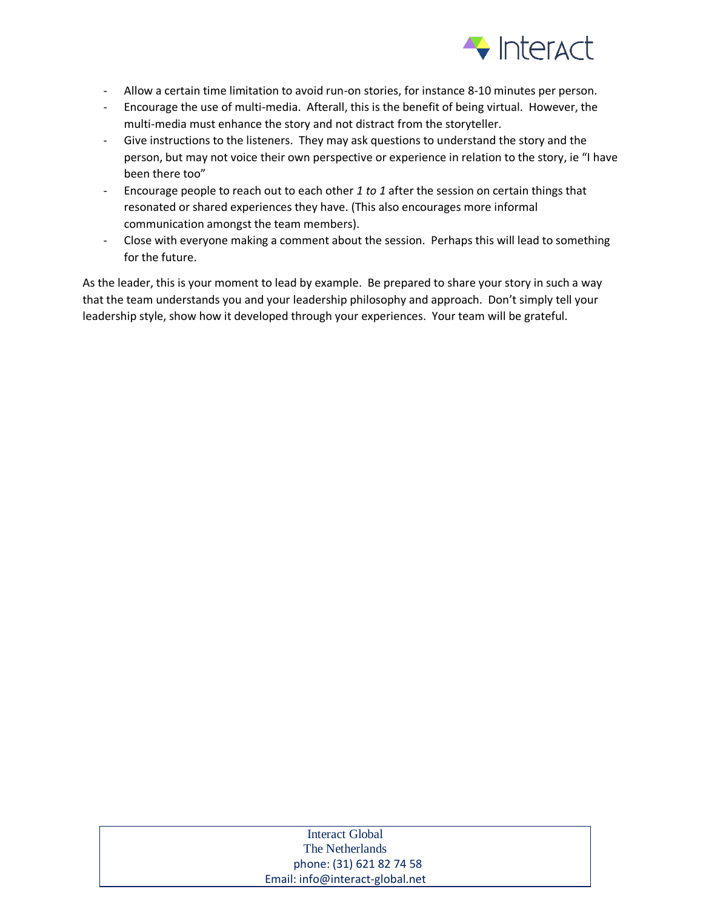- Allow a certain time limitation to avoid run-on stories, for instance 8-10 minutes per person.
- Encourage the use of multi-media. Afterall, this is the benefit of being virtual. However, the multi-media must enhance the story and not distract from the storyteller.
- Give instructions to the listeners. They may ask questions to understand the story and the person, but may not voice their own perspective or experience in relation to the story, ie "I have been there too"
- Encourage people to reach out to each other *1 to 1* after the session on certain things that resonated or shared experiences they have. (This also encourages more informal communication amongst the team members).
- Close with everyone making a comment about the session. Perhaps this will lead to something for the future.

As the leader, this is your moment to lead by example. Be prepared to share your story in such a way that the team understands you and your leadership philosophy and approach. Don't simply tell your leadership style, show how it developed through your experiences. Your team will be grateful.